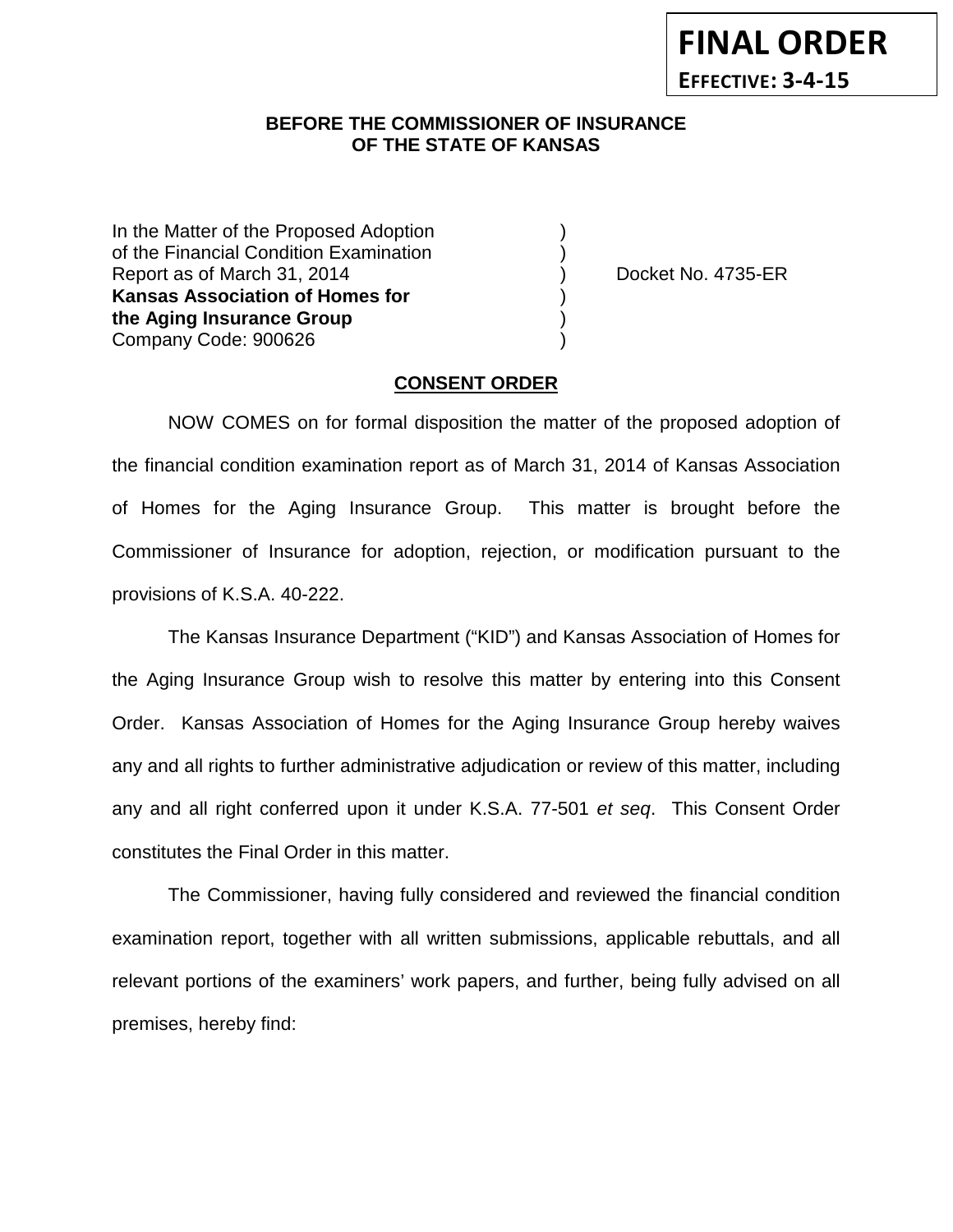**FINAL ORDER**

**EFFECTIVE: 3-4-15**

**BEFORE THE COMMISSIONER OF INSURANCE**
**OF THE STATE OF KANSAS**

| | | |
|---|---|---|
| In the Matter of the Proposed Adoption | ) | |
| of the Financial Condition Examination | ) | |
| Report as of March 31, 2014 | ) | Docket No. 4735-ER |
| **Kansas Association of Homes for** | ) | |
| **the Aging Insurance Group** | ) | |
| Company Code: 900626 | ) | |

## **CONSENT ORDER**

NOW COMES on for formal disposition the matter of the proposed adoption of the financial condition examination report as of March 31, 2014 of Kansas Association of Homes for the Aging Insurance Group. This matter is brought before the Commissioner of Insurance for adoption, rejection, or modification pursuant to the provisions of K.S.A. 40-222.

The Kansas Insurance Department ("KID") and Kansas Association of Homes for the Aging Insurance Group wish to resolve this matter by entering into this Consent Order. Kansas Association of Homes for the Aging Insurance Group hereby waives any and all rights to further administrative adjudication or review of this matter, including any and all right conferred upon it under K.S.A. 77-501 *et seq*. This Consent Order constitutes the Final Order in this matter.

The Commissioner, having fully considered and reviewed the financial condition examination report, together with all written submissions, applicable rebuttals, and all relevant portions of the examiners' work papers, and further, being fully advised on all premises, hereby find: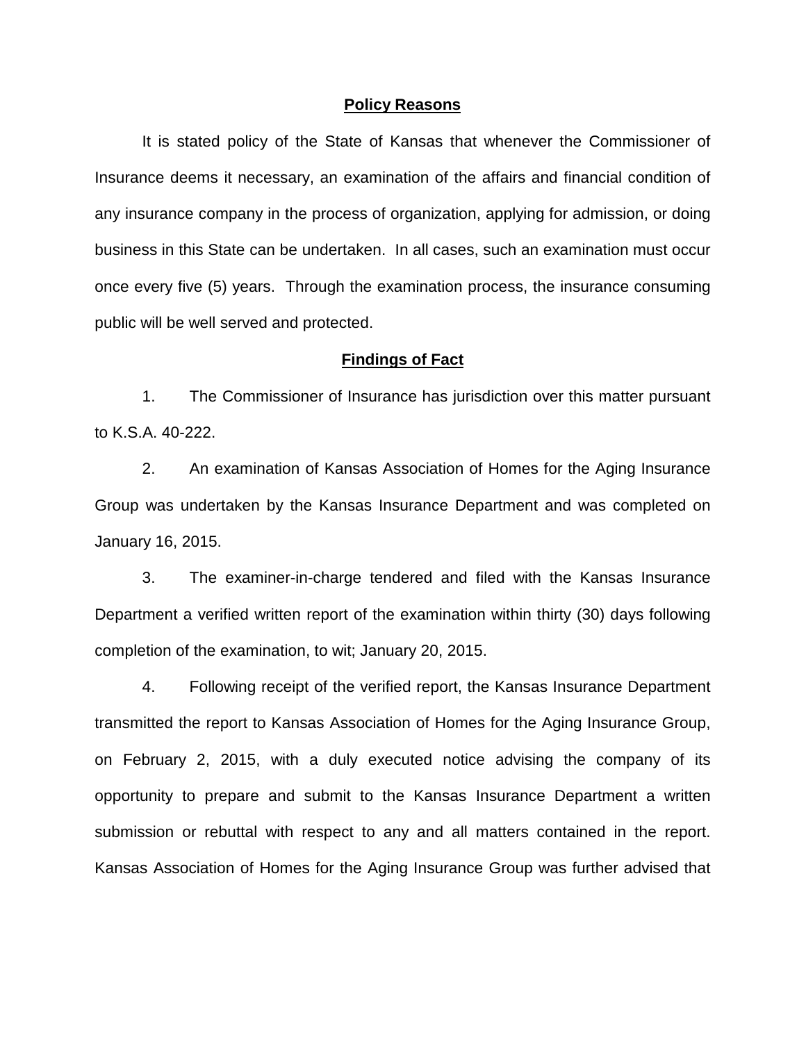**Policy Reasons**

It is stated policy of the State of Kansas that whenever the Commissioner of Insurance deems it necessary, an examination of the affairs and financial condition of any insurance company in the process of organization, applying for admission, or doing business in this State can be undertaken. In all cases, such an examination must occur once every five (5) years. Through the examination process, the insurance consuming public will be well served and protected.

**Findings of Fact**

1. The Commissioner of Insurance has jurisdiction over this matter pursuant to K.S.A. 40-222.

2. An examination of Kansas Association of Homes for the Aging Insurance Group was undertaken by the Kansas Insurance Department and was completed on January 16, 2015.

3. The examiner-in-charge tendered and filed with the Kansas Insurance Department a verified written report of the examination within thirty (30) days following completion of the examination, to wit; January 20, 2015.

4. Following receipt of the verified report, the Kansas Insurance Department transmitted the report to Kansas Association of Homes for the Aging Insurance Group, on February 2, 2015, with a duly executed notice advising the company of its opportunity to prepare and submit to the Kansas Insurance Department a written submission or rebuttal with respect to any and all matters contained in the report. Kansas Association of Homes for the Aging Insurance Group was further advised that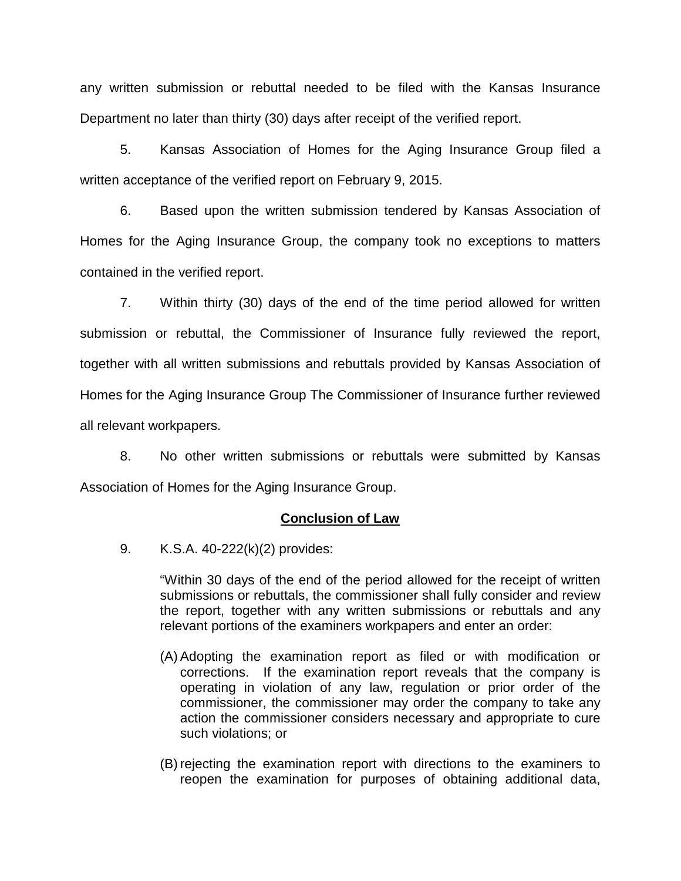any written submission or rebuttal needed to be filed with the Kansas Insurance Department no later than thirty (30) days after receipt of the verified report.

5. Kansas Association of Homes for the Aging Insurance Group filed a written acceptance of the verified report on February 9, 2015.

6. Based upon the written submission tendered by Kansas Association of Homes for the Aging Insurance Group, the company took no exceptions to matters contained in the verified report.

7. Within thirty (30) days of the end of the time period allowed for written submission or rebuttal, the Commissioner of Insurance fully reviewed the report, together with all written submissions and rebuttals provided by Kansas Association of Homes for the Aging Insurance Group The Commissioner of Insurance further reviewed all relevant workpapers.

8. No other written submissions or rebuttals were submitted by Kansas Association of Homes for the Aging Insurance Group.

**Conclusion of Law**

9. K.S.A. 40-222(k)(2) provides:

> "Within 30 days of the end of the period allowed for the receipt of written submissions or rebuttals, the commissioner shall fully consider and review the report, together with any written submissions or rebuttals and any relevant portions of the examiners workpapers and enter an order:
>
> (A) Adopting the examination report as filed or with modification or corrections. If the examination report reveals that the company is operating in violation of any law, regulation or prior order of the commissioner, the commissioner may order the company to take any action the commissioner considers necessary and appropriate to cure such violations; or
>
> (B) rejecting the examination report with directions to the examiners to reopen the examination for purposes of obtaining additional data,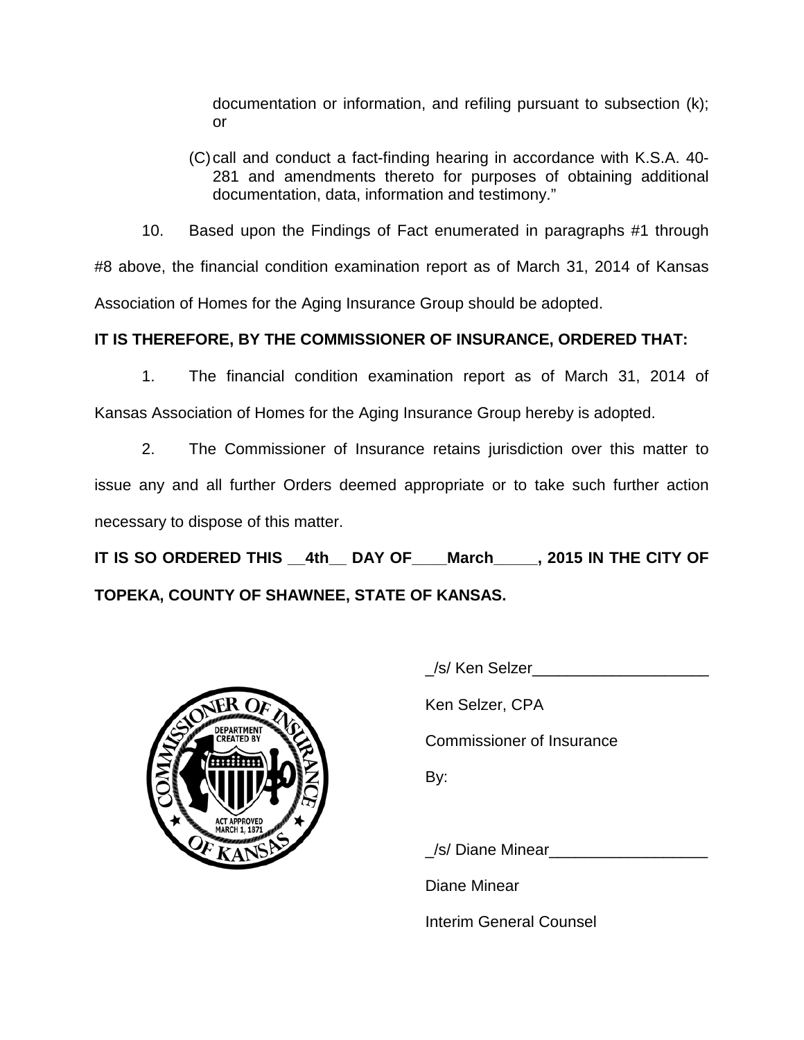documentation or information, and refiling pursuant to subsection (k); or

(C) call and conduct a fact-finding hearing in accordance with K.S.A. 40-281 and amendments thereto for purposes of obtaining additional documentation, data, information and testimony."

10. Based upon the Findings of Fact enumerated in paragraphs #1 through #8 above, the financial condition examination report as of March 31, 2014 of Kansas Association of Homes for the Aging Insurance Group should be adopted.

**IT IS THEREFORE, BY THE COMMISSIONER OF INSURANCE, ORDERED THAT:**

1. The financial condition examination report as of March 31, 2014 of Kansas Association of Homes for the Aging Insurance Group hereby is adopted.

2. The Commissioner of Insurance retains jurisdiction over this matter to issue any and all further Orders deemed appropriate or to take such further action necessary to dispose of this matter.

**IT IS SO ORDERED THIS __4th__ DAY OF____March_____, 2015 IN THE CITY OF TOPEKA, COUNTY OF SHAWNEE, STATE OF KANSAS.**

_/s/ Ken Selzer____________________

Ken Selzer, CPA

Commissioner of Insurance

By:

_/s/ Diane Minear__________________

Diane Minear

Interim General Counsel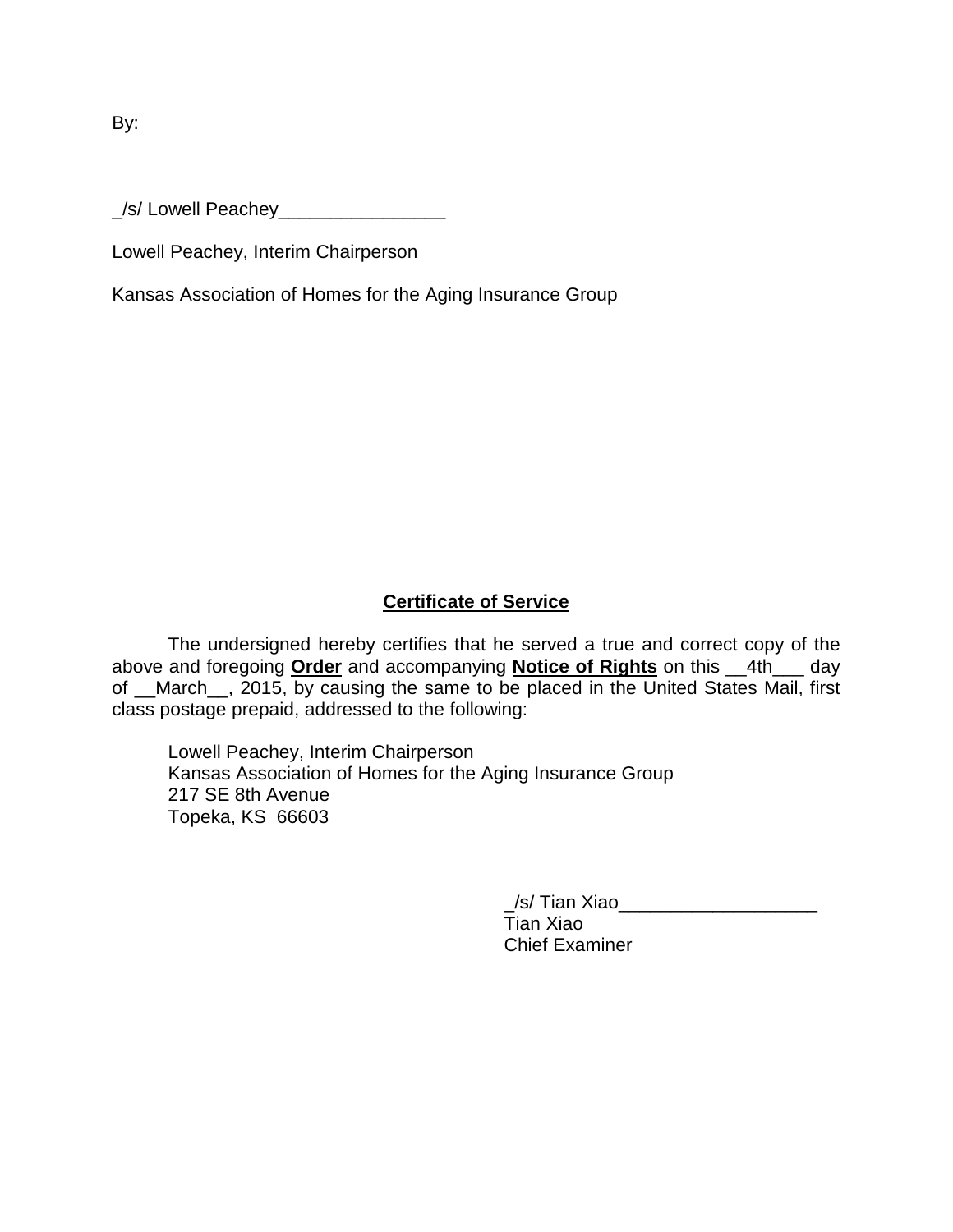By:

_/s/ Lowell Peachey________________

Lowell Peachey, Interim Chairperson

Kansas Association of Homes for the Aging Insurance Group

**Certificate of Service**

The undersigned hereby certifies that he served a true and correct copy of the above and foregoing **Order** and accompanying **Notice of Rights** on this __4th___ day of __March__, 2015, by causing the same to be placed in the United States Mail, first class postage prepaid, addressed to the following:

Lowell Peachey, Interim Chairperson
Kansas Association of Homes for the Aging Insurance Group
217 SE 8th Avenue
Topeka, KS 66603

_/s/ Tian Xiao___________________
Tian Xiao
Chief Examiner